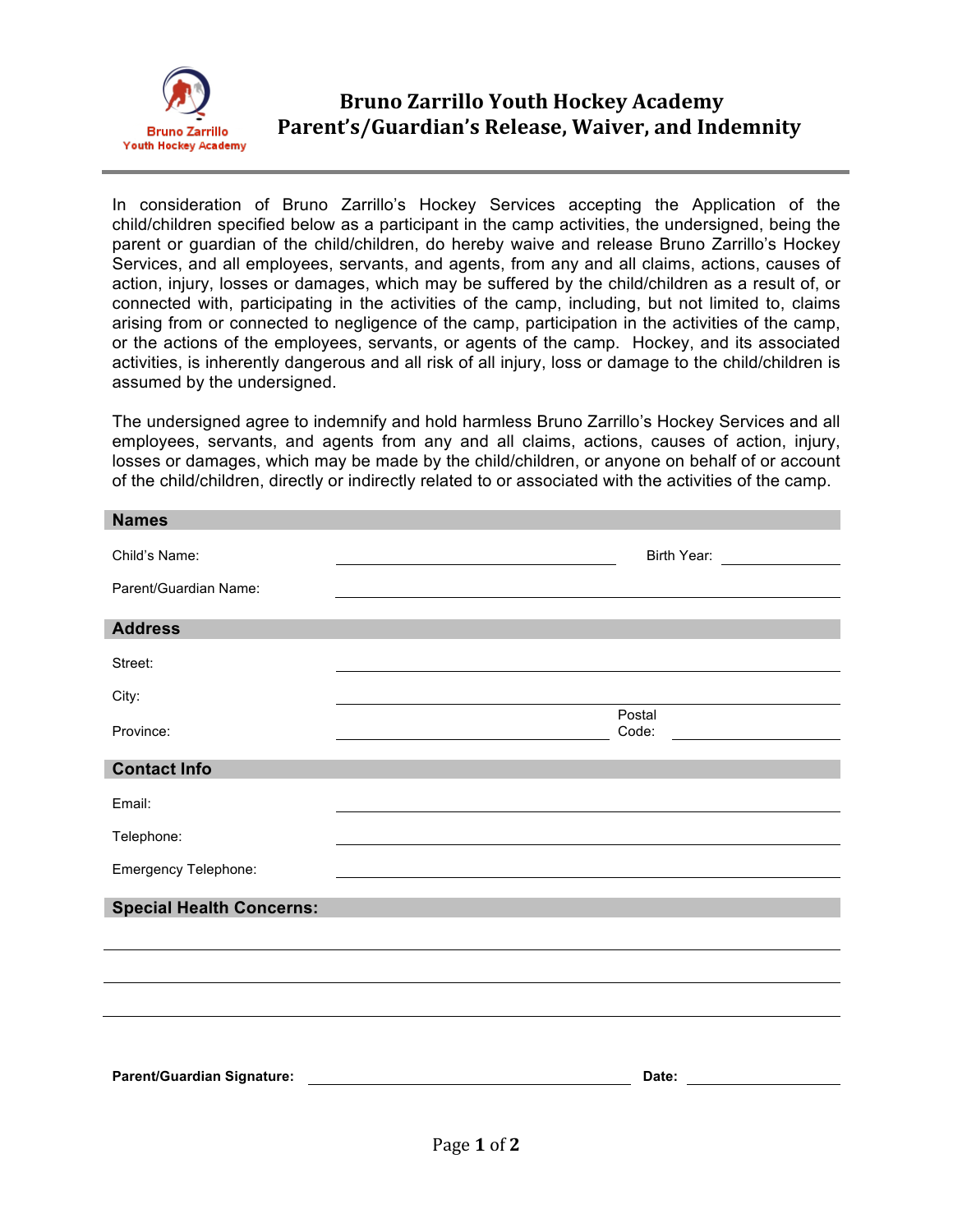Bruno Zarrillo
Youth Hockey Academy

# Bruno Zarrillo Youth Hockey Academy
# Parent's/Guardian's Release, Waiver, and Indemnity

In consideration of Bruno Zarrillo's Hockey Services accepting the Application of the child/children specified below as a participant in the camp activities, the undersigned, being the parent or guardian of the child/children, do hereby waive and release Bruno Zarrillo's Hockey Services, and all employees, servants, and agents, from any and all claims, actions, causes of action, injury, losses or damages, which may be suffered by the child/children as a result of, or connected with, participating in the activities of the camp, including, but not limited to, claims arising from or connected to negligence of the camp, participation in the activities of the camp, or the actions of the employees, servants, or agents of the camp. Hockey, and its associated activities, is inherently dangerous and all risk of all injury, loss or damage to the child/children is assumed by the undersigned.

The undersigned agree to indemnify and hold harmless Bruno Zarrillo's Hockey Services and all employees, servants, and agents from any and all claims, actions, causes of action, injury, losses or damages, which may be made by the child/children, or anyone on behalf of or account of the child/children, directly or indirectly related to or associated with the activities of the camp.

## Names

Child's Name: ______________________ Birth Year: __________

Parent/Guardian Name: ______________________

## Address

Street: ______________________

City: ______________________

Province: ______________________ Postal Code: __________

## Contact Info

Email: ______________________

Telephone: ______________________

Emergency Telephone: ______________________

## Special Health Concerns:

______________________

______________________

______________________

**Parent/Guardian Signature:** ______________________ **Date:** __________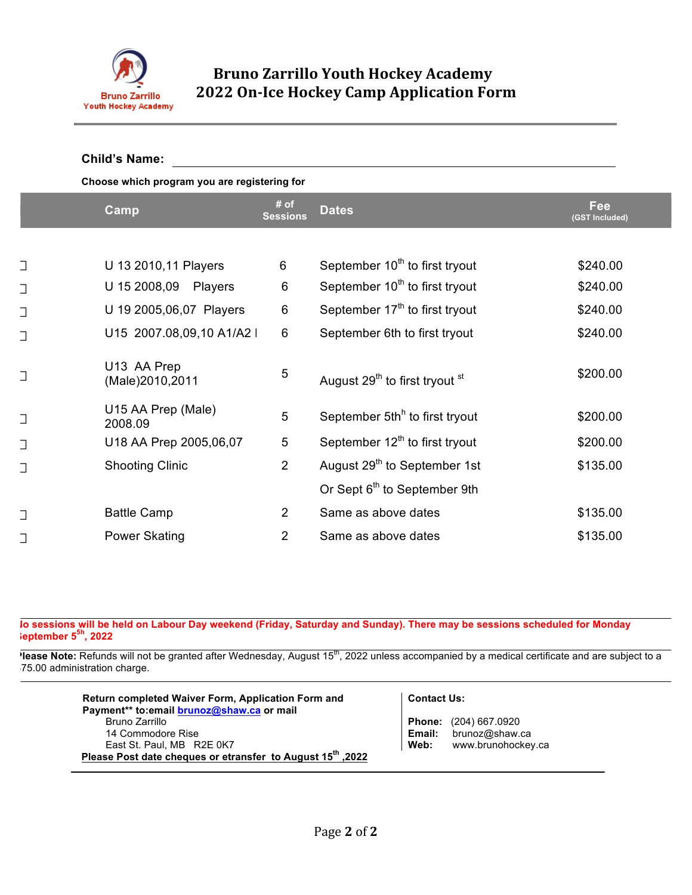# Bruno Zarrillo Youth Hockey Academy
# 2022 On-Ice Hockey Camp Application Form

**Child's Name:** ______________________________________________

**Choose which program you are registering for**

| | Camp | # of Sessions | Dates | Fee (GST Included) |
|---|---|---|---|---|
| ❑ | U 13 2010,11 Players | 6 | September 10th to first tryout | $240.00 |
| ❑ | U 15 2008,09 Players | 6 | September 10th to first tryout | $240.00 |
| ❑ | U 19 2005,06,07 Players | 6 | September 17th to first tryout | $240.00 |
| ❑ | U15 2007.08,09,10 A1/A2 l | 6 | September 6th to first tryout | $240.00 |
| ❑ | U13 AA Prep (Male)2010,2011 | 5 | August 29th to first tryout st | $200.00 |
| ❑ | U15 AA Prep (Male) 2008.09 | 5 | September 5thh to first tryout | $200.00 |
| ❑ | U18 AA Prep 2005,06,07 | 5 | September 12th to first tryout | $200.00 |
| ❑ | Shooting Clinic | 2 | August 29th to September 1st Or Sept 6th to September 9th | $135.00 |
| ❑ | Battle Camp | 2 | Same as above dates | $135.00 |
| ❑ | Power Skating | 2 | Same as above dates | $135.00 |

**lo sessions will be held on Labour Day weekend (Friday, Saturday and Sunday). There may be sessions scheduled for Monday ieptember 5th, 2022**

**lease Note:** Refunds will not be granted after Wednesday, August 15th, 2022 unless accompanied by a medical certificate and are subject to a 75.00 administration charge.

**Return completed Waiver Form, Application Form and Payment** to:email brunoz@shaw.ca or mail**
Bruno Zarrillo
14 Commodore Rise
East St. Paul, MB R2E 0K7
**Please Post date cheques or etransfer to August 15th ,2022**

**Contact Us:**

**Phone:** (204) 667.0920
**Email:** brunoz@shaw.ca
**Web:** www.brunohockey.ca